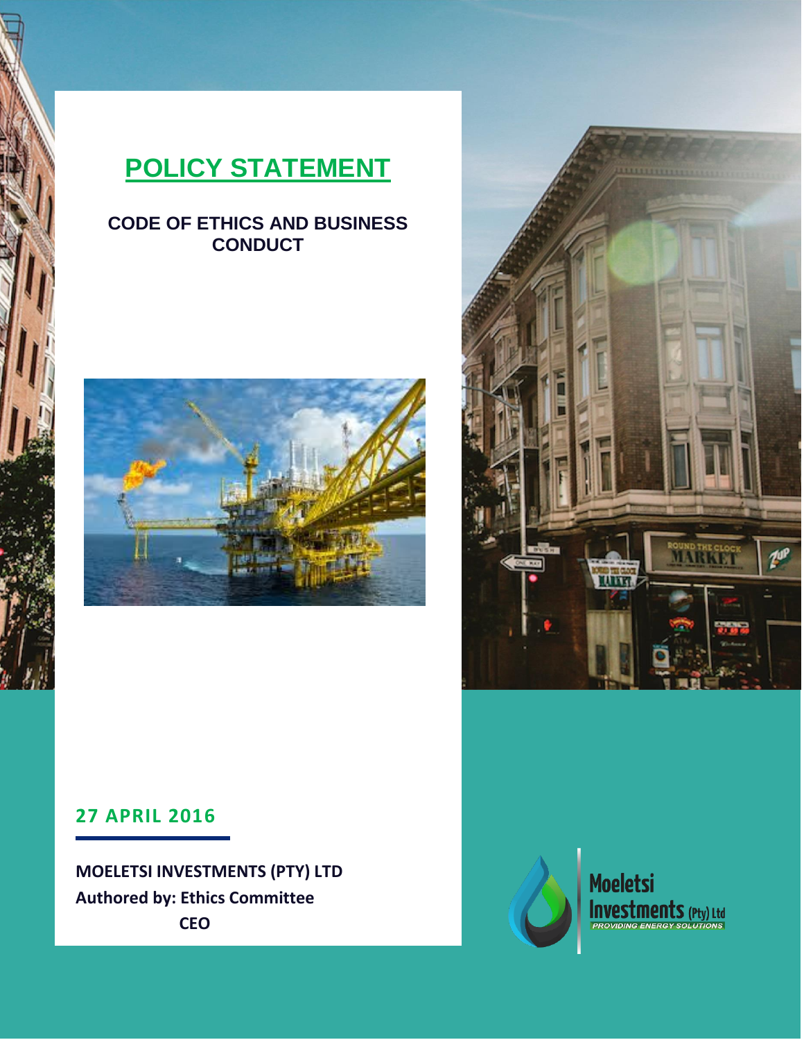# POLICY STATEMENT

## CODE OF ETHICS AND BUSINESS CONDUCT

**27 APRIL 2016**

**MOELETSI INVESTMENTS (PTY) LTD**
**Authored by: Ethics Committee**
**CEO**

Moeletsi Investments (Pty) Ltd
PROVIDING ENERGY SOLUTIONS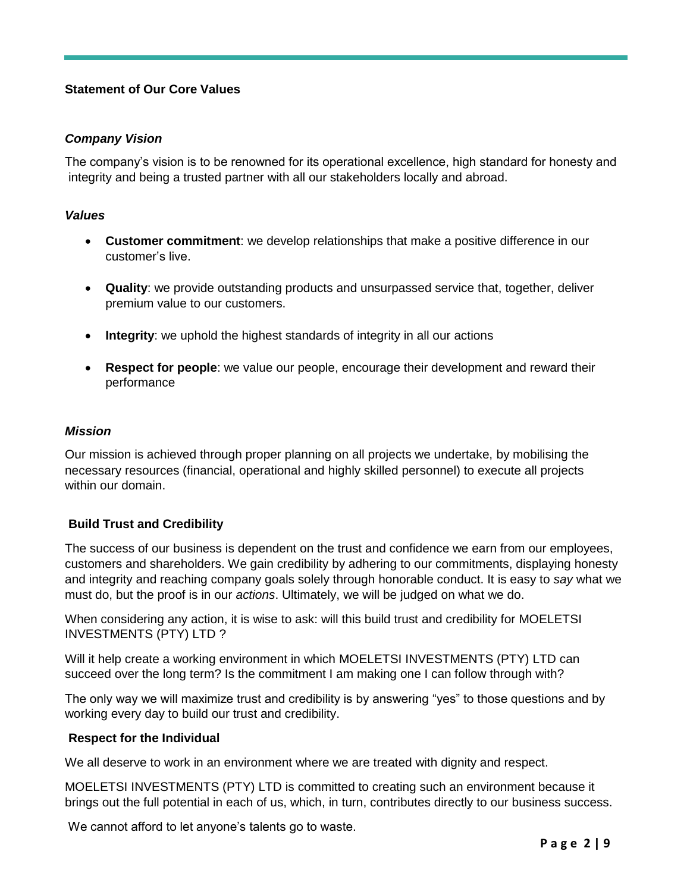**Statement of Our Core Values**

### *Company Vision*

The company's vision is to be renowned for its operational excellence, high standard for honesty and integrity and being a trusted partner with all our stakeholders locally and abroad.

### *Values*

- **Customer commitment**: we develop relationships that make a positive difference in our customer's live.
- **Quality**: we provide outstanding products and unsurpassed service that, together, deliver premium value to our customers.
- **Integrity**: we uphold the highest standards of integrity in all our actions
- **Respect for people**: we value our people, encourage their development and reward their performance

### *Mission*

Our mission is achieved through proper planning on all projects we undertake, by mobilising the necessary resources (financial, operational and highly skilled personnel) to execute all projects within our domain.

### Build Trust and Credibility

The success of our business is dependent on the trust and confidence we earn from our employees, customers and shareholders. We gain credibility by adhering to our commitments, displaying honesty and integrity and reaching company goals solely through honorable conduct. It is easy to *say* what we must do, but the proof is in our *actions*. Ultimately, we will be judged on what we do.

When considering any action, it is wise to ask: will this build trust and credibility for MOELETSI INVESTMENTS (PTY) LTD ?

Will it help create a working environment in which MOELETSI INVESTMENTS (PTY) LTD can succeed over the long term? Is the commitment I am making one I can follow through with?

The only way we will maximize trust and credibility is by answering "yes" to those questions and by working every day to build our trust and credibility.

### Respect for the Individual

We all deserve to work in an environment where we are treated with dignity and respect.

MOELETSI INVESTMENTS (PTY) LTD is committed to creating such an environment because it brings out the full potential in each of us, which, in turn, contributes directly to our business success.

We cannot afford to let anyone's talents go to waste.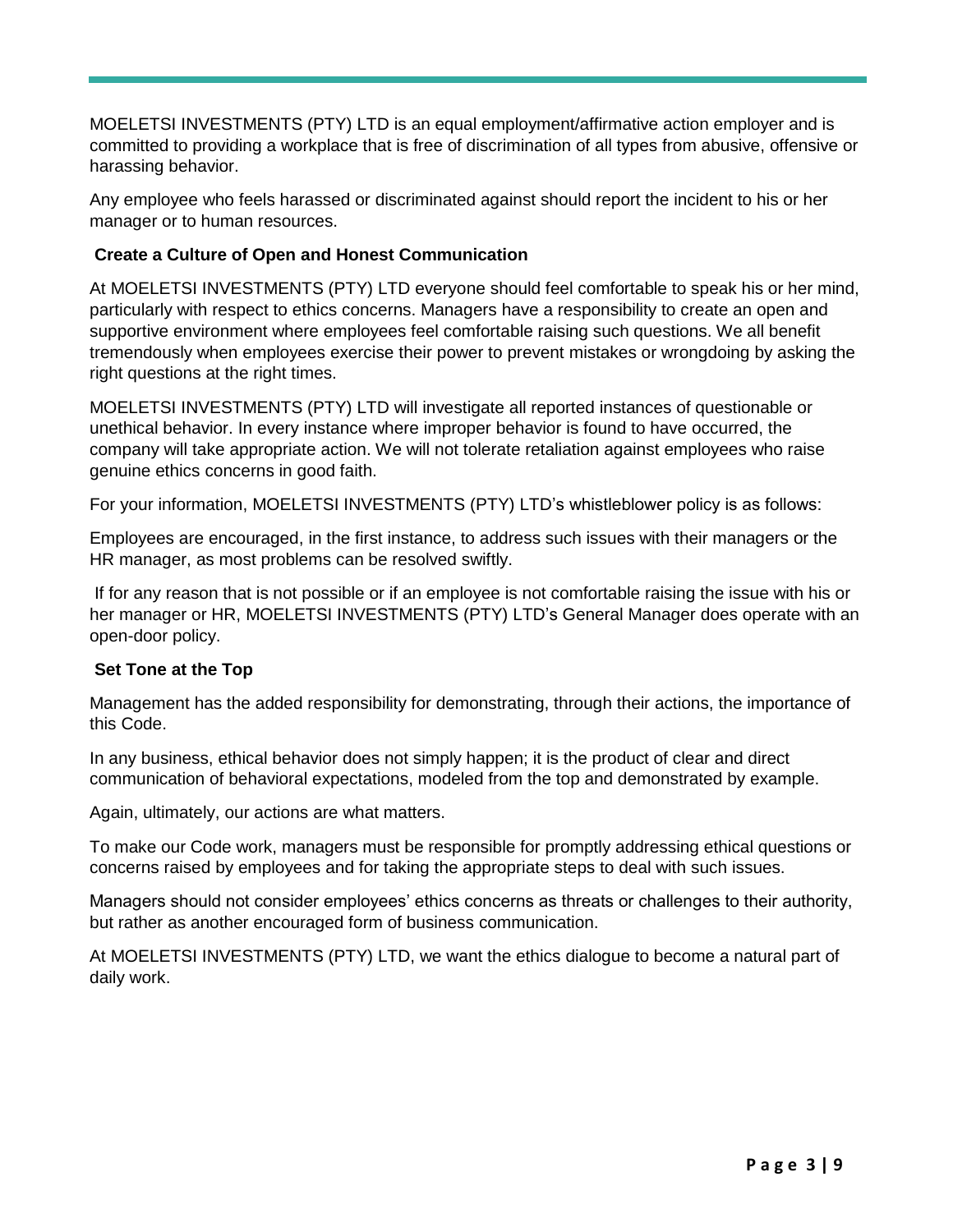MOELETSI INVESTMENTS (PTY) LTD is an equal employment/affirmative action employer and is committed to providing a workplace that is free of discrimination of all types from abusive, offensive or harassing behavior.

Any employee who feels harassed or discriminated against should report the incident to his or her manager or to human resources.

### Create a Culture of Open and Honest Communication

At MOELETSI INVESTMENTS (PTY) LTD everyone should feel comfortable to speak his or her mind, particularly with respect to ethics concerns. Managers have a responsibility to create an open and supportive environment where employees feel comfortable raising such questions. We all benefit tremendously when employees exercise their power to prevent mistakes or wrongdoing by asking the right questions at the right times.

MOELETSI INVESTMENTS (PTY) LTD will investigate all reported instances of questionable or unethical behavior. In every instance where improper behavior is found to have occurred, the company will take appropriate action. We will not tolerate retaliation against employees who raise genuine ethics concerns in good faith.

For your information, MOELETSI INVESTMENTS (PTY) LTD's whistleblower policy is as follows:

Employees are encouraged, in the first instance, to address such issues with their managers or the HR manager, as most problems can be resolved swiftly.

If for any reason that is not possible or if an employee is not comfortable raising the issue with his or her manager or HR, MOELETSI INVESTMENTS (PTY) LTD's General Manager does operate with an open-door policy.

### Set Tone at the Top

Management has the added responsibility for demonstrating, through their actions, the importance of this Code.

In any business, ethical behavior does not simply happen; it is the product of clear and direct communication of behavioral expectations, modeled from the top and demonstrated by example.

Again, ultimately, our actions are what matters.

To make our Code work, managers must be responsible for promptly addressing ethical questions or concerns raised by employees and for taking the appropriate steps to deal with such issues.

Managers should not consider employees' ethics concerns as threats or challenges to their authority, but rather as another encouraged form of business communication.

At MOELETSI INVESTMENTS (PTY) LTD, we want the ethics dialogue to become a natural part of daily work.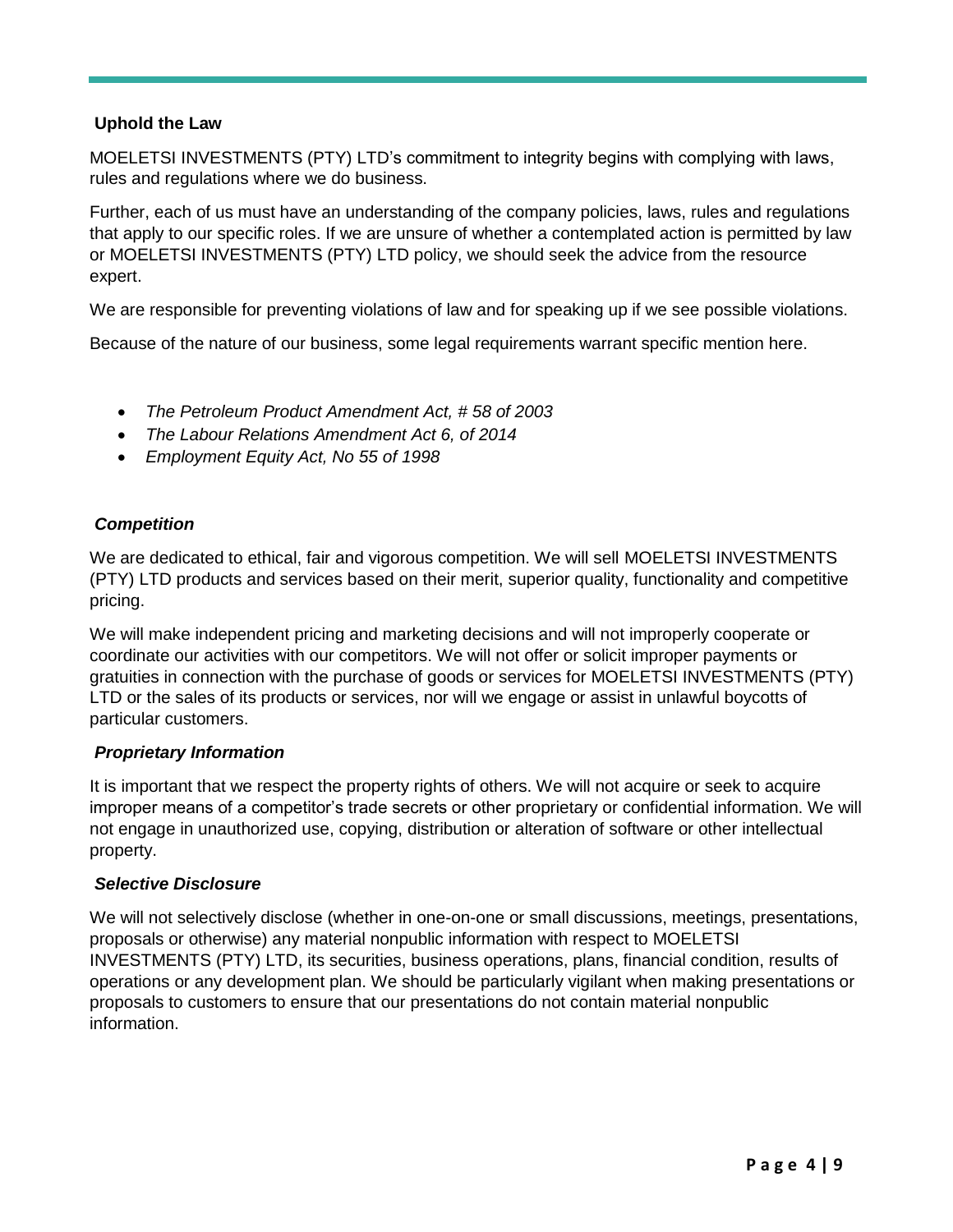## Uphold the Law

MOELETSI INVESTMENTS (PTY) LTD's commitment to integrity begins with complying with laws, rules and regulations where we do business.

Further, each of us must have an understanding of the company policies, laws, rules and regulations that apply to our specific roles. If we are unsure of whether a contemplated action is permitted by law or MOELETSI INVESTMENTS (PTY) LTD policy, we should seek the advice from the resource expert.

We are responsible for preventing violations of law and for speaking up if we see possible violations.

Because of the nature of our business, some legal requirements warrant specific mention here.

- *The Petroleum Product Amendment Act, # 58 of 2003*
- *The Labour Relations Amendment Act 6, of 2014*
- *Employment Equity Act, No 55 of 1998*

### *Competition*

We are dedicated to ethical, fair and vigorous competition. We will sell MOELETSI INVESTMENTS (PTY) LTD products and services based on their merit, superior quality, functionality and competitive pricing.

We will make independent pricing and marketing decisions and will not improperly cooperate or coordinate our activities with our competitors. We will not offer or solicit improper payments or gratuities in connection with the purchase of goods or services for MOELETSI INVESTMENTS (PTY) LTD or the sales of its products or services, nor will we engage or assist in unlawful boycotts of particular customers.

### *Proprietary Information*

It is important that we respect the property rights of others. We will not acquire or seek to acquire improper means of a competitor's trade secrets or other proprietary or confidential information. We will not engage in unauthorized use, copying, distribution or alteration of software or other intellectual property.

### *Selective Disclosure*

We will not selectively disclose (whether in one-on-one or small discussions, meetings, presentations, proposals or otherwise) any material nonpublic information with respect to MOELETSI INVESTMENTS (PTY) LTD, its securities, business operations, plans, financial condition, results of operations or any development plan. We should be particularly vigilant when making presentations or proposals to customers to ensure that our presentations do not contain material nonpublic information.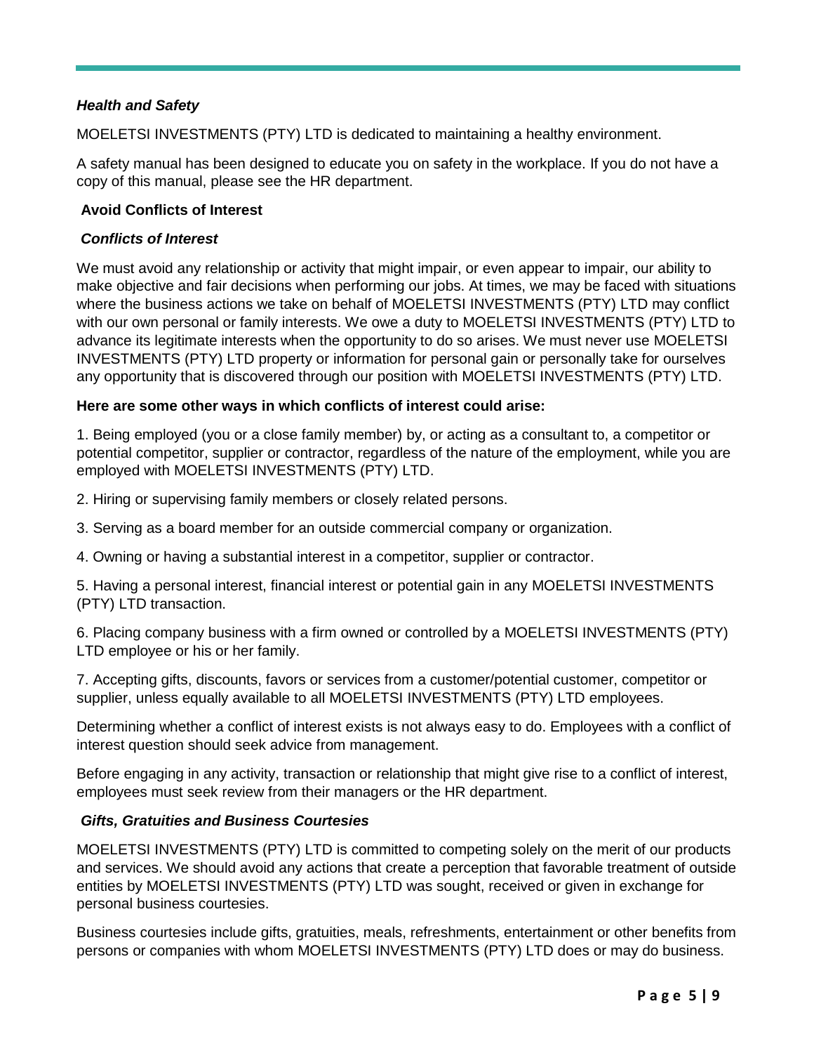### *Health and Safety*

MOELETSI INVESTMENTS (PTY) LTD is dedicated to maintaining a healthy environment.

A safety manual has been designed to educate you on safety in the workplace. If you do not have a copy of this manual, please see the HR department.

## Avoid Conflicts of Interest

### *Conflicts of Interest*

We must avoid any relationship or activity that might impair, or even appear to impair, our ability to make objective and fair decisions when performing our jobs. At times, we may be faced with situations where the business actions we take on behalf of MOELETSI INVESTMENTS (PTY) LTD may conflict with our own personal or family interests. We owe a duty to MOELETSI INVESTMENTS (PTY) LTD to advance its legitimate interests when the opportunity to do so arises. We must never use MOELETSI INVESTMENTS (PTY) LTD property or information for personal gain or personally take for ourselves any opportunity that is discovered through our position with MOELETSI INVESTMENTS (PTY) LTD.

**Here are some other ways in which conflicts of interest could arise:**

1. Being employed (you or a close family member) by, or acting as a consultant to, a competitor or potential competitor, supplier or contractor, regardless of the nature of the employment, while you are employed with MOELETSI INVESTMENTS (PTY) LTD.

2. Hiring or supervising family members or closely related persons.

3. Serving as a board member for an outside commercial company or organization.

4. Owning or having a substantial interest in a competitor, supplier or contractor.

5. Having a personal interest, financial interest or potential gain in any MOELETSI INVESTMENTS (PTY) LTD transaction.

6. Placing company business with a firm owned or controlled by a MOELETSI INVESTMENTS (PTY) LTD employee or his or her family.

7. Accepting gifts, discounts, favors or services from a customer/potential customer, competitor or supplier, unless equally available to all MOELETSI INVESTMENTS (PTY) LTD employees.

Determining whether a conflict of interest exists is not always easy to do. Employees with a conflict of interest question should seek advice from management.

Before engaging in any activity, transaction or relationship that might give rise to a conflict of interest, employees must seek review from their managers or the HR department.

### *Gifts, Gratuities and Business Courtesies*

MOELETSI INVESTMENTS (PTY) LTD is committed to competing solely on the merit of our products and services. We should avoid any actions that create a perception that favorable treatment of outside entities by MOELETSI INVESTMENTS (PTY) LTD was sought, received or given in exchange for personal business courtesies.

Business courtesies include gifts, gratuities, meals, refreshments, entertainment or other benefits from persons or companies with whom MOELETSI INVESTMENTS (PTY) LTD does or may do business.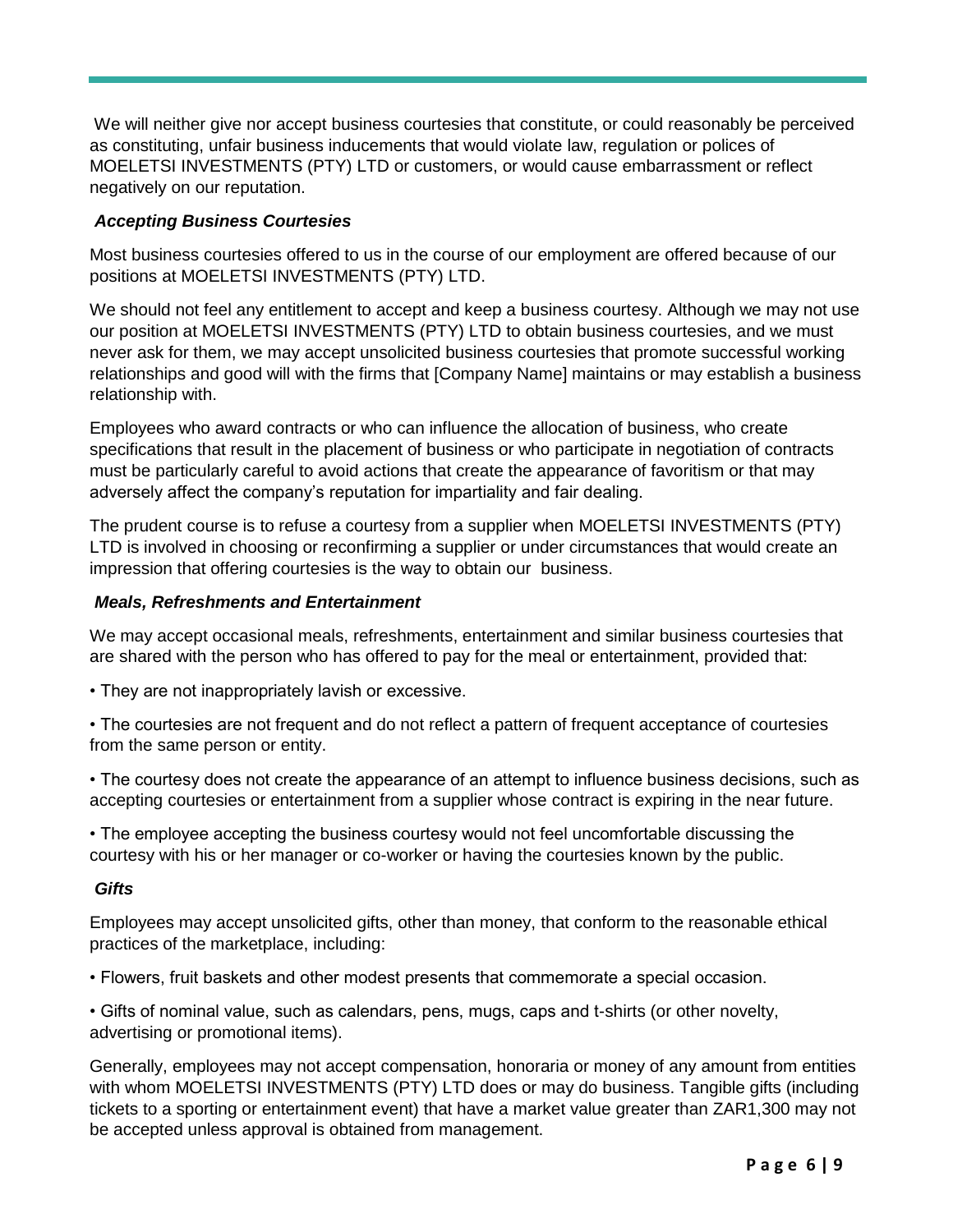We will neither give nor accept business courtesies that constitute, or could reasonably be perceived as constituting, unfair business inducements that would violate law, regulation or polices of MOELETSI INVESTMENTS (PTY) LTD or customers, or would cause embarrassment or reflect negatively on our reputation.

### *Accepting Business Courtesies*

Most business courtesies offered to us in the course of our employment are offered because of our positions at MOELETSI INVESTMENTS (PTY) LTD.

We should not feel any entitlement to accept and keep a business courtesy. Although we may not use our position at MOELETSI INVESTMENTS (PTY) LTD to obtain business courtesies, and we must never ask for them, we may accept unsolicited business courtesies that promote successful working relationships and good will with the firms that [Company Name] maintains or may establish a business relationship with.

Employees who award contracts or who can influence the allocation of business, who create specifications that result in the placement of business or who participate in negotiation of contracts must be particularly careful to avoid actions that create the appearance of favoritism or that may adversely affect the company's reputation for impartiality and fair dealing.

The prudent course is to refuse a courtesy from a supplier when MOELETSI INVESTMENTS (PTY) LTD is involved in choosing or reconfirming a supplier or under circumstances that would create an impression that offering courtesies is the way to obtain our business.

### *Meals, Refreshments and Entertainment*

We may accept occasional meals, refreshments, entertainment and similar business courtesies that are shared with the person who has offered to pay for the meal or entertainment, provided that:

- They are not inappropriately lavish or excessive.
- The courtesies are not frequent and do not reflect a pattern of frequent acceptance of courtesies from the same person or entity.
- The courtesy does not create the appearance of an attempt to influence business decisions, such as accepting courtesies or entertainment from a supplier whose contract is expiring in the near future.
- The employee accepting the business courtesy would not feel uncomfortable discussing the courtesy with his or her manager or co-worker or having the courtesies known by the public.

### *Gifts*

Employees may accept unsolicited gifts, other than money, that conform to the reasonable ethical practices of the marketplace, including:

- Flowers, fruit baskets and other modest presents that commemorate a special occasion.
- Gifts of nominal value, such as calendars, pens, mugs, caps and t-shirts (or other novelty, advertising or promotional items).

Generally, employees may not accept compensation, honoraria or money of any amount from entities with whom MOELETSI INVESTMENTS (PTY) LTD does or may do business. Tangible gifts (including tickets to a sporting or entertainment event) that have a market value greater than ZAR1,300 may not be accepted unless approval is obtained from management.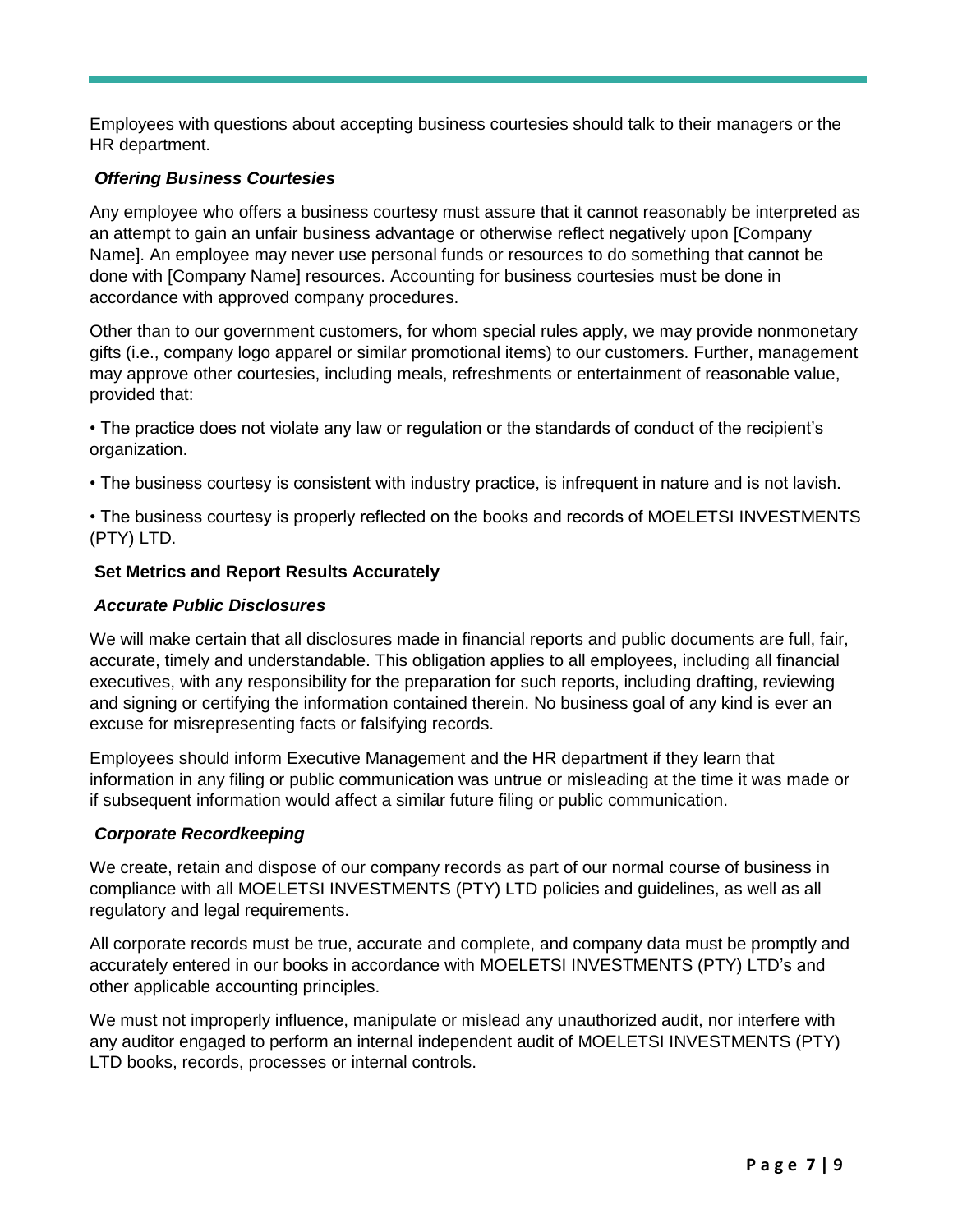Employees with questions about accepting business courtesies should talk to their managers or the HR department.

### *Offering Business Courtesies*

Any employee who offers a business courtesy must assure that it cannot reasonably be interpreted as an attempt to gain an unfair business advantage or otherwise reflect negatively upon [Company Name]. An employee may never use personal funds or resources to do something that cannot be done with [Company Name] resources. Accounting for business courtesies must be done in accordance with approved company procedures.

Other than to our government customers, for whom special rules apply, we may provide nonmonetary gifts (i.e., company logo apparel or similar promotional items) to our customers. Further, management may approve other courtesies, including meals, refreshments or entertainment of reasonable value, provided that:

• The practice does not violate any law or regulation or the standards of conduct of the recipient's organization.

• The business courtesy is consistent with industry practice, is infrequent in nature and is not lavish.

• The business courtesy is properly reflected on the books and records of MOELETSI INVESTMENTS (PTY) LTD.

## Set Metrics and Report Results Accurately

### *Accurate Public Disclosures*

We will make certain that all disclosures made in financial reports and public documents are full, fair, accurate, timely and understandable. This obligation applies to all employees, including all financial executives, with any responsibility for the preparation for such reports, including drafting, reviewing and signing or certifying the information contained therein. No business goal of any kind is ever an excuse for misrepresenting facts or falsifying records.

Employees should inform Executive Management and the HR department if they learn that information in any filing or public communication was untrue or misleading at the time it was made or if subsequent information would affect a similar future filing or public communication.

### *Corporate Recordkeeping*

We create, retain and dispose of our company records as part of our normal course of business in compliance with all MOELETSI INVESTMENTS (PTY) LTD policies and guidelines, as well as all regulatory and legal requirements.

All corporate records must be true, accurate and complete, and company data must be promptly and accurately entered in our books in accordance with MOELETSI INVESTMENTS (PTY) LTD's and other applicable accounting principles.

We must not improperly influence, manipulate or mislead any unauthorized audit, nor interfere with any auditor engaged to perform an internal independent audit of MOELETSI INVESTMENTS (PTY) LTD books, records, processes or internal controls.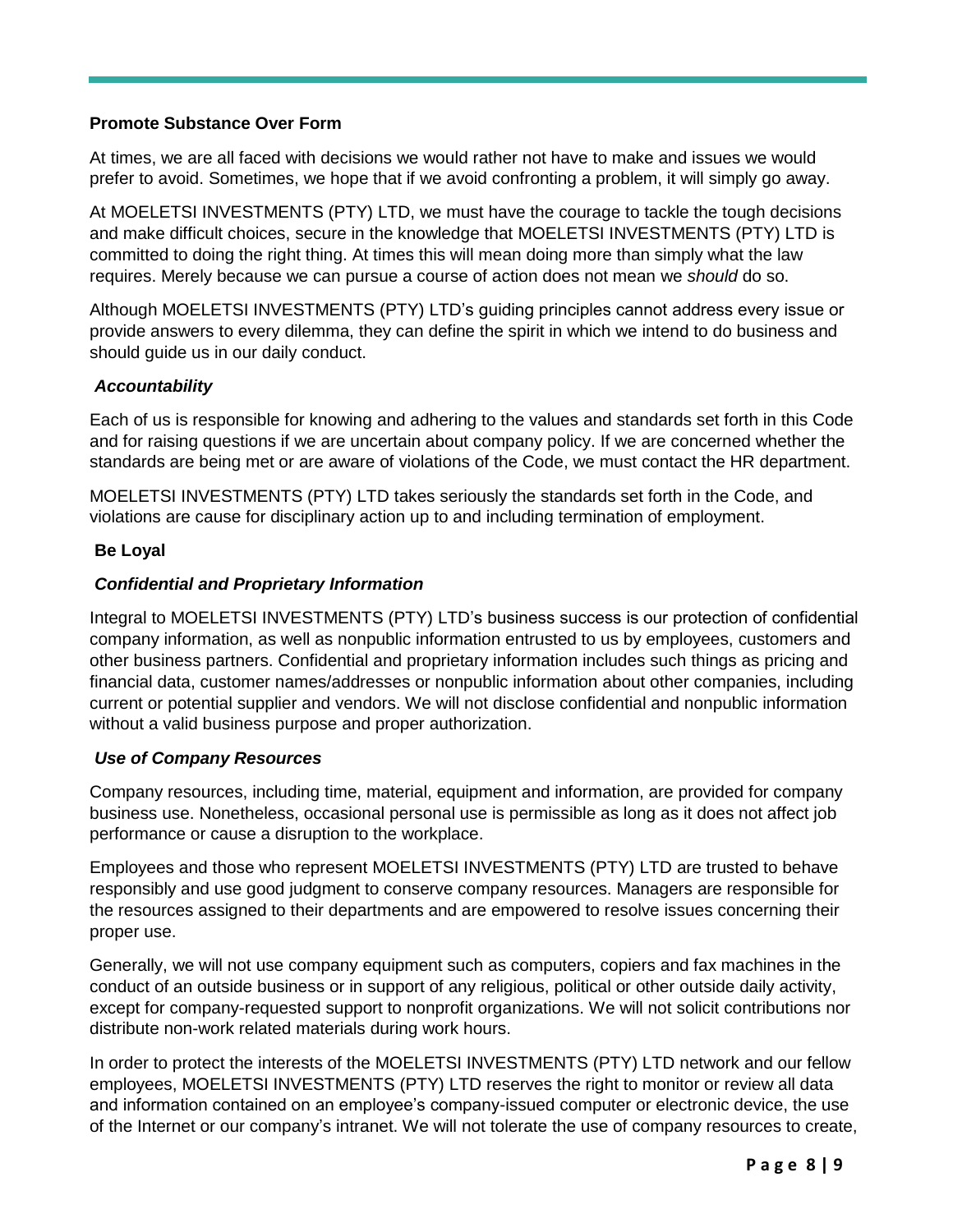**Promote Substance Over Form**

At times, we are all faced with decisions we would rather not have to make and issues we would prefer to avoid. Sometimes, we hope that if we avoid confronting a problem, it will simply go away.

At MOELETSI INVESTMENTS (PTY) LTD, we must have the courage to tackle the tough decisions and make difficult choices, secure in the knowledge that MOELETSI INVESTMENTS (PTY) LTD is committed to doing the right thing. At times this will mean doing more than simply what the law requires. Merely because we can pursue a course of action does not mean we *should* do so.

Although MOELETSI INVESTMENTS (PTY) LTD's guiding principles cannot address every issue or provide answers to every dilemma, they can define the spirit in which we intend to do business and should guide us in our daily conduct.

***Accountability***

Each of us is responsible for knowing and adhering to the values and standards set forth in this Code and for raising questions if we are uncertain about company policy. If we are concerned whether the standards are being met or are aware of violations of the Code, we must contact the HR department.

MOELETSI INVESTMENTS (PTY) LTD takes seriously the standards set forth in the Code, and violations are cause for disciplinary action up to and including termination of employment.

**Be Loyal**

***Confidential and Proprietary Information***

Integral to MOELETSI INVESTMENTS (PTY) LTD's business success is our protection of confidential company information, as well as nonpublic information entrusted to us by employees, customers and other business partners. Confidential and proprietary information includes such things as pricing and financial data, customer names/addresses or nonpublic information about other companies, including current or potential supplier and vendors. We will not disclose confidential and nonpublic information without a valid business purpose and proper authorization.

***Use of Company Resources***

Company resources, including time, material, equipment and information, are provided for company business use. Nonetheless, occasional personal use is permissible as long as it does not affect job performance or cause a disruption to the workplace.

Employees and those who represent MOELETSI INVESTMENTS (PTY) LTD are trusted to behave responsibly and use good judgment to conserve company resources. Managers are responsible for the resources assigned to their departments and are empowered to resolve issues concerning their proper use.

Generally, we will not use company equipment such as computers, copiers and fax machines in the conduct of an outside business or in support of any religious, political or other outside daily activity, except for company-requested support to nonprofit organizations. We will not solicit contributions nor distribute non-work related materials during work hours.

In order to protect the interests of the MOELETSI INVESTMENTS (PTY) LTD network and our fellow employees, MOELETSI INVESTMENTS (PTY) LTD reserves the right to monitor or review all data and information contained on an employee's company-issued computer or electronic device, the use of the Internet or our company's intranet. We will not tolerate the use of company resources to create,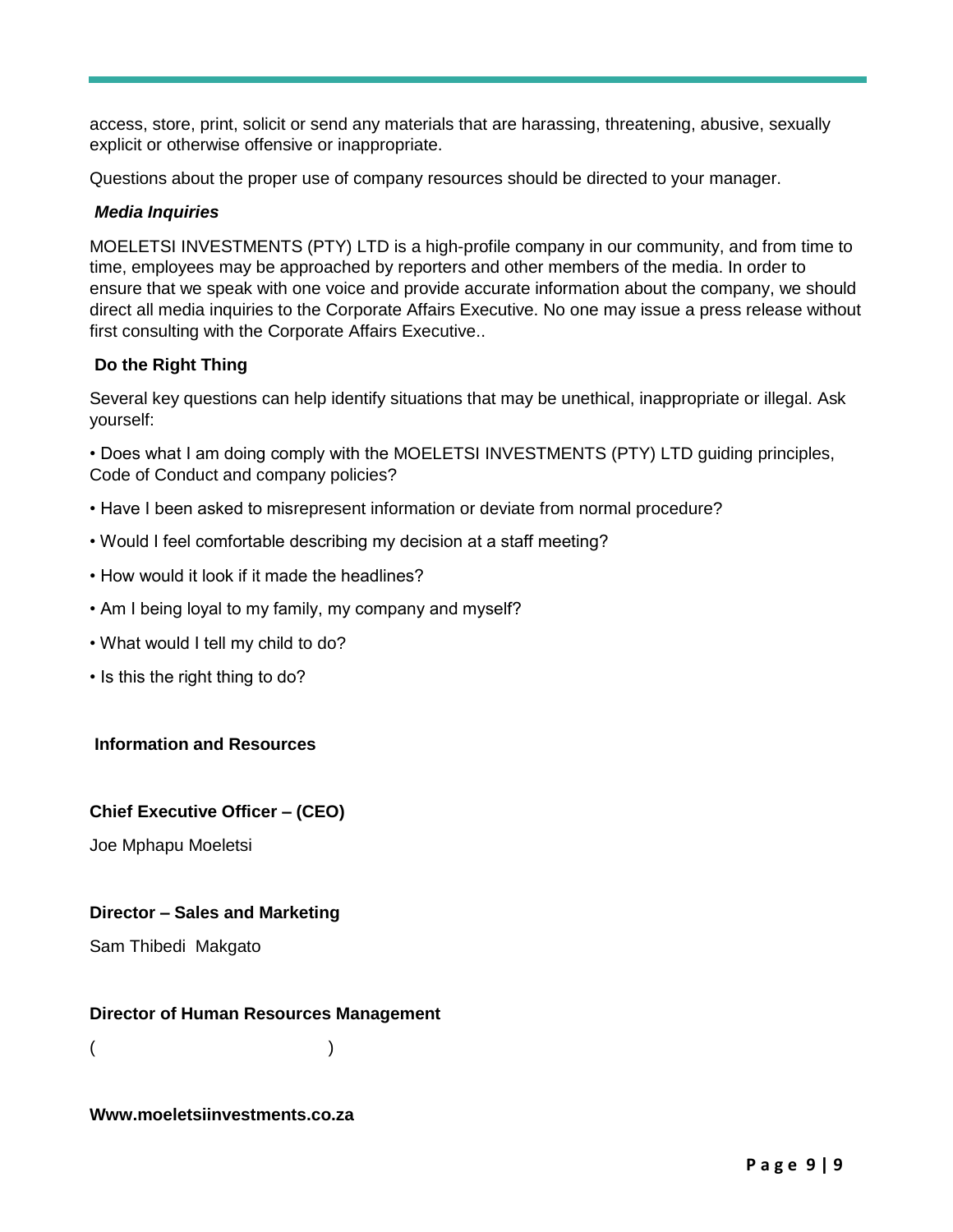access, store, print, solicit or send any materials that are harassing, threatening, abusive, sexually explicit or otherwise offensive or inappropriate.

Questions about the proper use of company resources should be directed to your manager.

### *Media Inquiries*

MOELETSI INVESTMENTS (PTY) LTD is a high-profile company in our community, and from time to time, employees may be approached by reporters and other members of the media. In order to ensure that we speak with one voice and provide accurate information about the company, we should direct all media inquiries to the Corporate Affairs Executive. No one may issue a press release without first consulting with the Corporate Affairs Executive..

### Do the Right Thing

Several key questions can help identify situations that may be unethical, inappropriate or illegal. Ask yourself:

- Does what I am doing comply with the MOELETSI INVESTMENTS (PTY) LTD guiding principles, Code of Conduct and company policies?
- Have I been asked to misrepresent information or deviate from normal procedure?
- Would I feel comfortable describing my decision at a staff meeting?
- How would it look if it made the headlines?
- Am I being loyal to my family, my company and myself?
- What would I tell my child to do?
- Is this the right thing to do?

### Information and Resources

**Chief Executive Officer – (CEO)**

Joe Mphapu Moeletsi

**Director – Sales and Marketing**

Sam Thibedi Makgato

**Director of Human Resources Management**

( )

**Www.moeletsiinvestments.co.za**